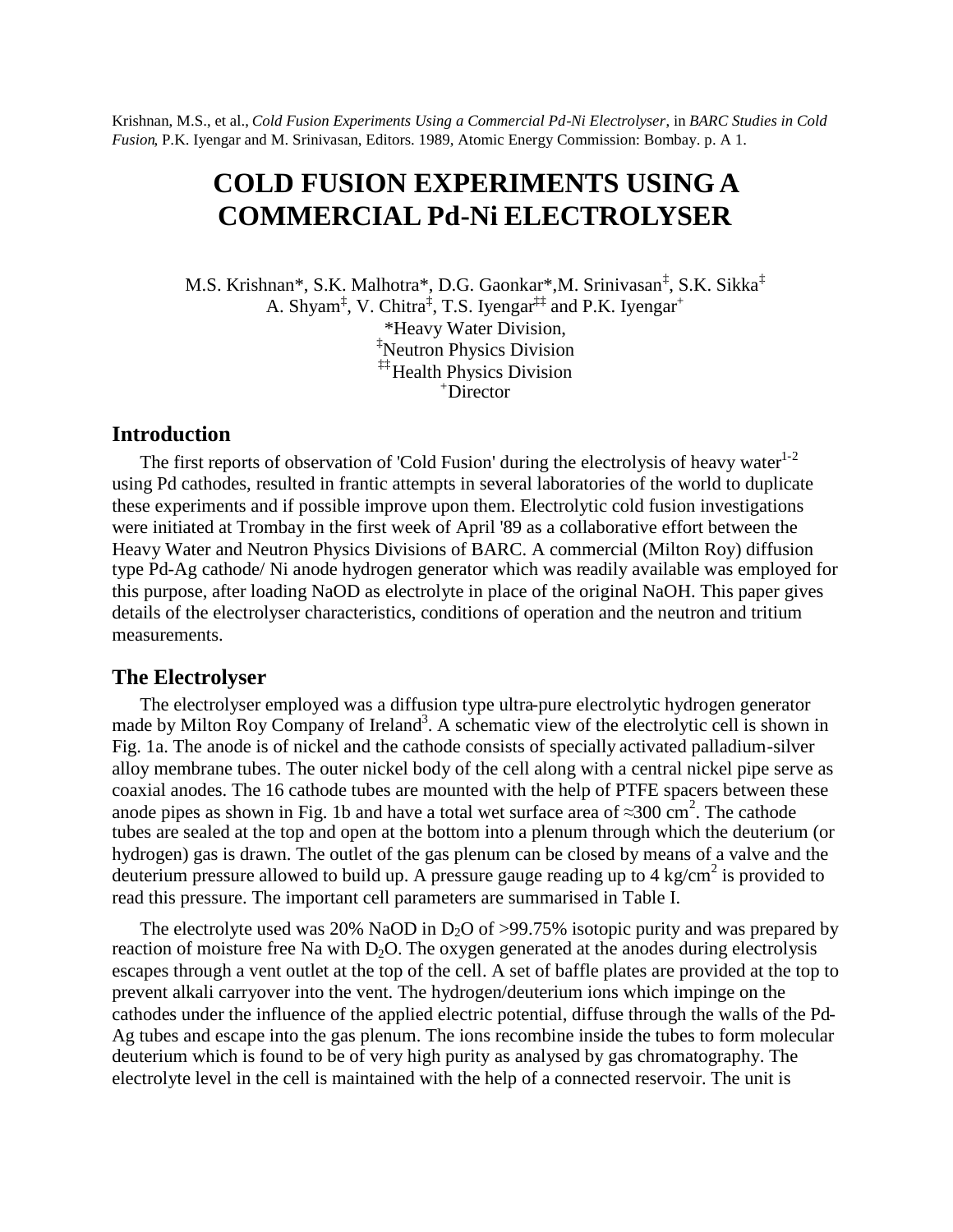Krishnan, M.S., et al., *Cold Fusion Experiments Using a Commercial Pd-Ni Electrolyser*, in *BARC Studies in Cold Fusion*, P.K. Iyengar and M. Srinivasan, Editors. 1989, Atomic Energy Commission: Bombay. p. A 1.

# COLD FUSION EXPERIMENTS USING A COMMERCIAL Pd-Ni ELECTROLYSER

M.S. Krishnan\*, S.K. Malhotra\*, D.G. Gaonkar\*, M. Srinivasan[‡], S.K. Sikka[‡]
A. Shyam[‡], V. Chitra[‡], T.S. Iyengar[‡‡] and P.K. Iyengar[+]

\*Heavy Water Division,
[‡]Neutron Physics Division
[‡‡]Health Physics Division
[+]Director

## Introduction

The first reports of observation of 'Cold Fusion' during the electrolysis of heavy water[1-2] using Pd cathodes, resulted in frantic attempts in several laboratories of the world to duplicate these experiments and if possible improve upon them. Electrolytic cold fusion investigations were initiated at Trombay in the first week of April '89 as a collaborative effort between the Heavy Water and Neutron Physics Divisions of BARC. A commercial (Milton Roy) diffusion type Pd-Ag cathode/ Ni anode hydrogen generator which was readily available was employed for this purpose, after loading NaOD as electrolyte in place of the original NaOH. This paper gives details of the electrolyser characteristics, conditions of operation and the neutron and tritium measurements.

## The Electrolyser

The electrolyser employed was a diffusion type ultra-pure electrolytic hydrogen generator made by Milton Roy Company of Ireland[3]. A schematic view of the electrolytic cell is shown in Fig. 1a. The anode is of nickel and the cathode consists of specially activated palladium-silver alloy membrane tubes. The outer nickel body of the cell along with a central nickel pipe serve as coaxial anodes. The 16 cathode tubes are mounted with the help of PTFE spacers between these anode pipes as shown in Fig. 1b and have a total wet surface area of $\approx$300 $cm^2$. The cathode tubes are sealed at the top and open at the bottom into a plenum through which the deuterium (or hydrogen) gas is drawn. The outlet of the gas plenum can be closed by means of a valve and the deuterium pressure allowed to build up. A pressure gauge reading up to 4 $kg/cm^2$ is provided to read this pressure. The important cell parameters are summarised in Table I.

The electrolyte used was 20% NaOD in $D_2O$ of >99.75% isotopic purity and was prepared by reaction of moisture free Na with $D_2O$. The oxygen generated at the anodes during electrolysis escapes through a vent outlet at the top of the cell. A set of baffle plates are provided at the top to prevent alkali carryover into the vent. The hydrogen/deuterium ions which impinge on the cathodes under the influence of the applied electric potential, diffuse through the walls of the Pd-Ag tubes and escape into the gas plenum. The ions recombine inside the tubes to form molecular deuterium which is found to be of very high purity as analysed by gas chromatography. The electrolyte level in the cell is maintained with the help of a connected reservoir. The unit is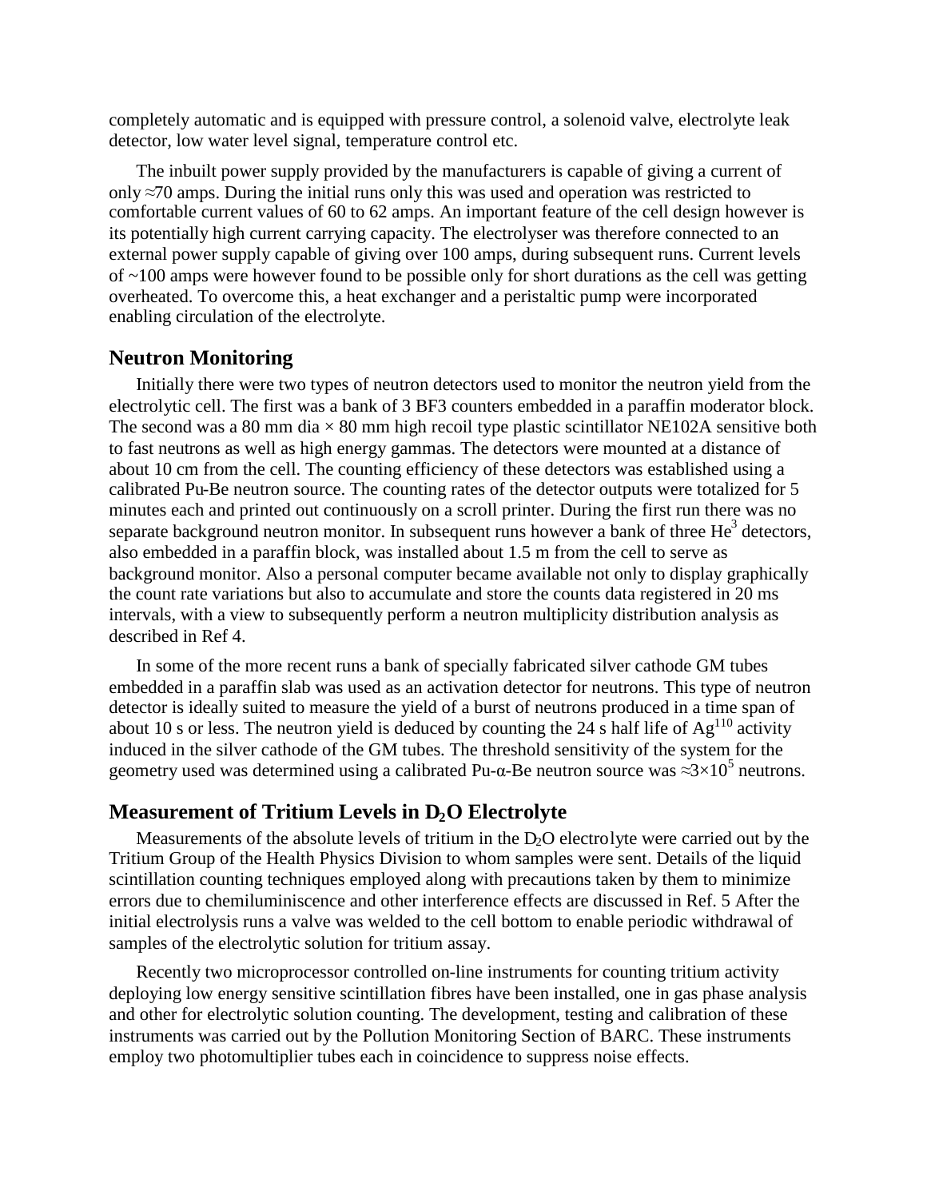completely automatic and is equipped with pressure control, a solenoid valve, electrolyte leak detector, low water level signal, temperature control etc.

The inbuilt power supply provided by the manufacturers is capable of giving a current of only ≈70 amps. During the initial runs only this was used and operation was restricted to comfortable current values of 60 to 62 amps. An important feature of the cell design however is its potentially high current carrying capacity. The electrolyser was therefore connected to an external power supply capable of giving over 100 amps, during subsequent runs. Current levels of ~100 amps were however found to be possible only for short durations as the cell was getting overheated. To overcome this, a heat exchanger and a peristaltic pump were incorporated enabling circulation of the electrolyte.

## Neutron Monitoring

Initially there were two types of neutron detectors used to monitor the neutron yield from the electrolytic cell. The first was a bank of 3 BF3 counters embedded in a paraffin moderator block. The second was a 80 mm dia × 80 mm high recoil type plastic scintillator NE102A sensitive both to fast neutrons as well as high energy gammas. The detectors were mounted at a distance of about 10 cm from the cell. The counting efficiency of these detectors was established using a calibrated Pu-Be neutron source. The counting rates of the detector outputs were totalized for 5 minutes each and printed out continuously on a scroll printer. During the first run there was no separate background neutron monitor. In subsequent runs however a bank of three $He^3$ detectors, also embedded in a paraffin block, was installed about 1.5 m from the cell to serve as background monitor. Also a personal computer became available not only to display graphically the count rate variations but also to accumulate and store the counts data registered in 20 ms intervals, with a view to subsequently perform a neutron multiplicity distribution analysis as described in Ref 4.

In some of the more recent runs a bank of specially fabricated silver cathode GM tubes embedded in a paraffin slab was used as an activation detector for neutrons. This type of neutron detector is ideally suited to measure the yield of a burst of neutrons produced in a time span of about 10 s or less. The neutron yield is deduced by counting the 24 s half life of $Ag^{110}$ activity induced in the silver cathode of the GM tubes. The threshold sensitivity of the system for the geometry used was determined using a calibrated Pu-α-Be neutron source was $\approx 3\times10^5$ neutrons.

## Measurement of Tritium Levels in $D_2O$ Electrolyte

Measurements of the absolute levels of tritium in the $D_2O$ electrolyte were carried out by the Tritium Group of the Health Physics Division to whom samples were sent. Details of the liquid scintillation counting techniques employed along with precautions taken by them to minimize errors due to chemiluminiscence and other interference effects are discussed in Ref. 5 After the initial electrolysis runs a valve was welded to the cell bottom to enable periodic withdrawal of samples of the electrolytic solution for tritium assay.

Recently two microprocessor controlled on-line instruments for counting tritium activity deploying low energy sensitive scintillation fibres have been installed, one in gas phase analysis and other for electrolytic solution counting. The development, testing and calibration of these instruments was carried out by the Pollution Monitoring Section of BARC. These instruments employ two photomultiplier tubes each in coincidence to suppress noise effects.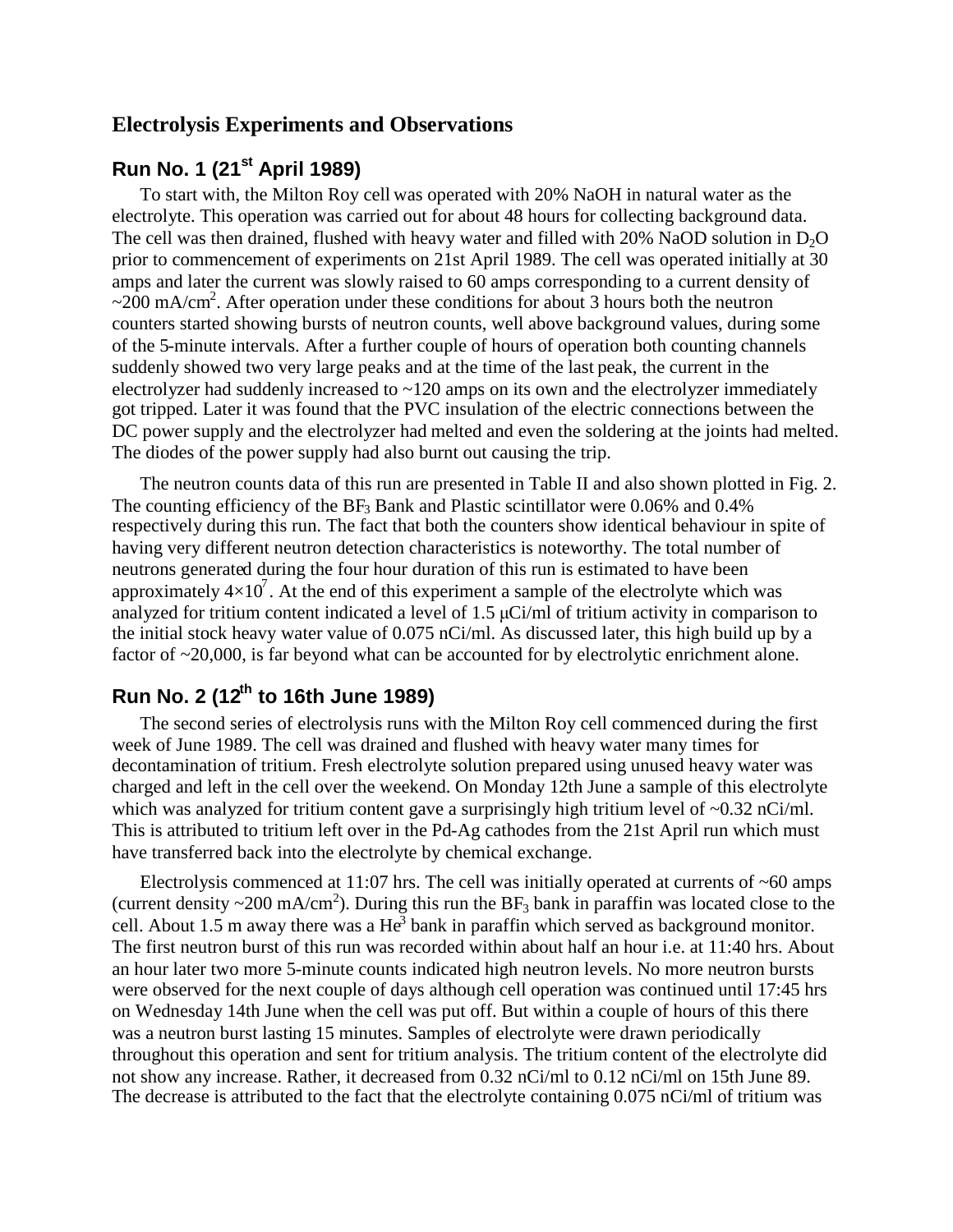## Electrolysis Experiments and Observations

### Run No. 1 (21st April 1989)

To start with, the Milton Roy cell was operated with 20% NaOH in natural water as the electrolyte. This operation was carried out for about 48 hours for collecting background data. The cell was then drained, flushed with heavy water and filled with 20% NaOD solution in $D_2O$ prior to commencement of experiments on 21st April 1989. The cell was operated initially at 30 amps and later the current was slowly raised to 60 amps corresponding to a current density of ~200 mA/cm$^2$. After operation under these conditions for about 3 hours both the neutron counters started showing bursts of neutron counts, well above background values, during some of the 5-minute intervals. After a further couple of hours of operation both counting channels suddenly showed two very large peaks and at the time of the last peak, the current in the electrolyzer had suddenly increased to ~120 amps on its own and the electrolyzer immediately got tripped. Later it was found that the PVC insulation of the electric connections between the DC power supply and the electrolyzer had melted and even the soldering at the joints had melted. The diodes of the power supply had also burnt out causing the trip.

The neutron counts data of this run are presented in Table II and also shown plotted in Fig. 2. The counting efficiency of the $BF_3$ Bank and Plastic scintillator were 0.06% and 0.4% respectively during this run. The fact that both the counters show identical behaviour in spite of having very different neutron detection characteristics is noteworthy. The total number of neutrons generated during the four hour duration of this run is estimated to have been approximately $4\times10^7$. At the end of this experiment a sample of the electrolyte which was analyzed for tritium content indicated a level of 1.5 μCi/ml of tritium activity in comparison to the initial stock heavy water value of 0.075 nCi/ml. As discussed later, this high build up by a factor of ~20,000, is far beyond what can be accounted for by electrolytic enrichment alone.

### Run No. 2 (12th to 16th June 1989)

The second series of electrolysis runs with the Milton Roy cell commenced during the first week of June 1989. The cell was drained and flushed with heavy water many times for decontamination of tritium. Fresh electrolyte solution prepared using unused heavy water was charged and left in the cell over the weekend. On Monday 12th June a sample of this electrolyte which was analyzed for tritium content gave a surprisingly high tritium level of ~0.32 nCi/ml. This is attributed to tritium left over in the Pd-Ag cathodes from the 21st April run which must have transferred back into the electrolyte by chemical exchange.

Electrolysis commenced at 11:07 hrs. The cell was initially operated at currents of ~60 amps (current density ~200 mA/cm$^2$). During this run the $BF_3$ bank in paraffin was located close to the cell. About 1.5 m away there was a $He^3$ bank in paraffin which served as background monitor. The first neutron burst of this run was recorded within about half an hour i.e. at 11:40 hrs. About an hour later two more 5-minute counts indicated high neutron levels. No more neutron bursts were observed for the next couple of days although cell operation was continued until 17:45 hrs on Wednesday 14th June when the cell was put off. But within a couple of hours of this there was a neutron burst lasting 15 minutes. Samples of electrolyte were drawn periodically throughout this operation and sent for tritium analysis. The tritium content of the electrolyte did not show any increase. Rather, it decreased from 0.32 nCi/ml to 0.12 nCi/ml on 15th June 89. The decrease is attributed to the fact that the electrolyte containing 0.075 nCi/ml of tritium was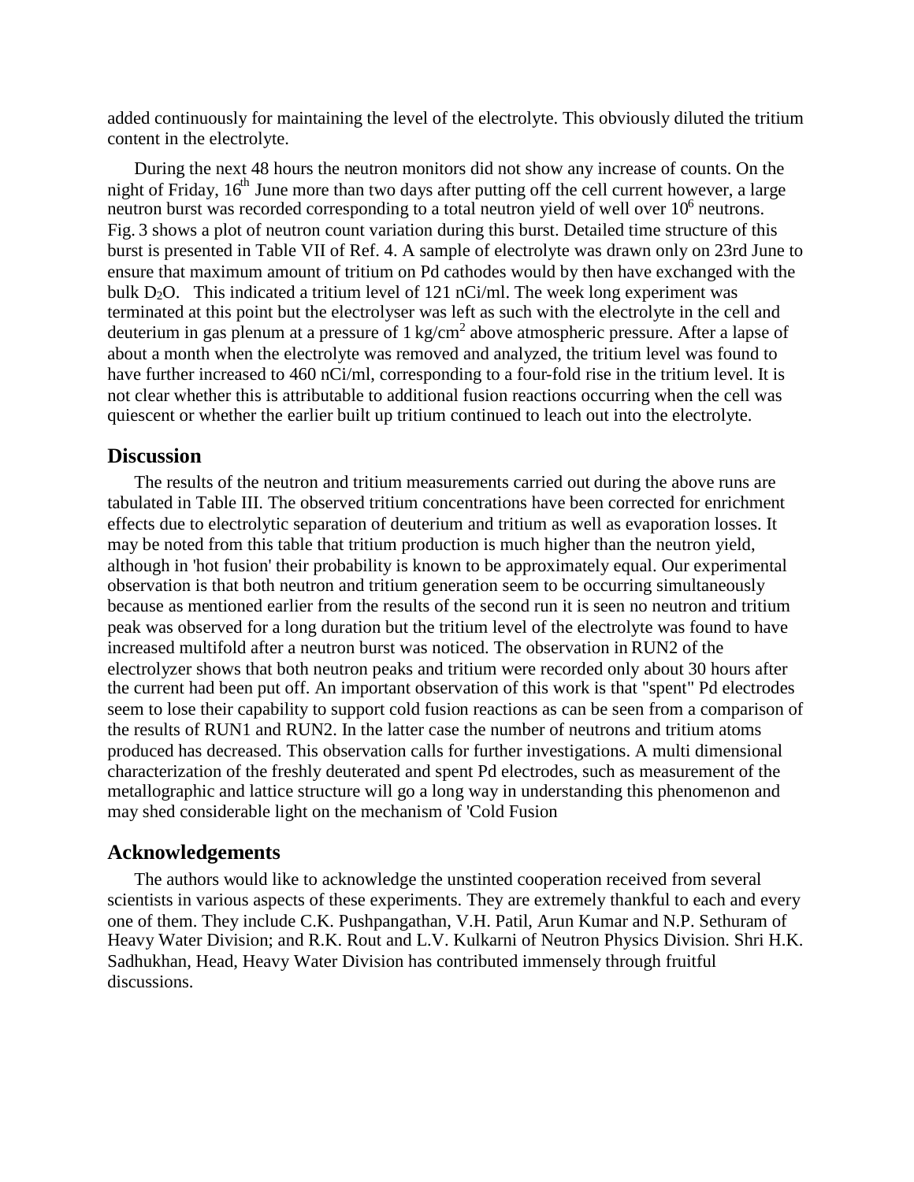added continuously for maintaining the level of the electrolyte. This obviously diluted the tritium content in the electrolyte.

During the next 48 hours the neutron monitors did not show any increase of counts. On the night of Friday, 16th June more than two days after putting off the cell current however, a large neutron burst was recorded corresponding to a total neutron yield of well over $10^6$ neutrons. Fig. 3 shows a plot of neutron count variation during this burst. Detailed time structure of this burst is presented in Table VII of Ref. 4. A sample of electrolyte was drawn only on 23rd June to ensure that maximum amount of tritium on Pd cathodes would by then have exchanged with the bulk $D_2O$. This indicated a tritium level of 121 nCi/ml. The week long experiment was terminated at this point but the electrolyser was left as such with the electrolyte in the cell and deuterium in gas plenum at a pressure of 1 kg/cm$^2$ above atmospheric pressure. After a lapse of about a month when the electrolyte was removed and analyzed, the tritium level was found to have further increased to 460 nCi/ml, corresponding to a four-fold rise in the tritium level. It is not clear whether this is attributable to additional fusion reactions occurring when the cell was quiescent or whether the earlier built up tritium continued to leach out into the electrolyte.

## Discussion

The results of the neutron and tritium measurements carried out during the above runs are tabulated in Table III. The observed tritium concentrations have been corrected for enrichment effects due to electrolytic separation of deuterium and tritium as well as evaporation losses. It may be noted from this table that tritium production is much higher than the neutron yield, although in 'hot fusion' their probability is known to be approximately equal. Our experimental observation is that both neutron and tritium generation seem to be occurring simultaneously because as mentioned earlier from the results of the second run it is seen no neutron and tritium peak was observed for a long duration but the tritium level of the electrolyte was found to have increased multifold after a neutron burst was noticed. The observation in RUN2 of the electrolyzer shows that both neutron peaks and tritium were recorded only about 30 hours after the current had been put off. An important observation of this work is that "spent" Pd electrodes seem to lose their capability to support cold fusion reactions as can be seen from a comparison of the results of RUN1 and RUN2. In the latter case the number of neutrons and tritium atoms produced has decreased. This observation calls for further investigations. A multi dimensional characterization of the freshly deuterated and spent Pd electrodes, such as measurement of the metallographic and lattice structure will go a long way in understanding this phenomenon and may shed considerable light on the mechanism of 'Cold Fusion

## Acknowledgements

The authors would like to acknowledge the unstinted cooperation received from several scientists in various aspects of these experiments. They are extremely thankful to each and every one of them. They include C.K. Pushpangathan, V.H. Patil, Arun Kumar and N.P. Sethuram of Heavy Water Division; and R.K. Rout and L.V. Kulkarni of Neutron Physics Division. Shri H.K. Sadhukhan, Head, Heavy Water Division has contributed immensely through fruitful discussions.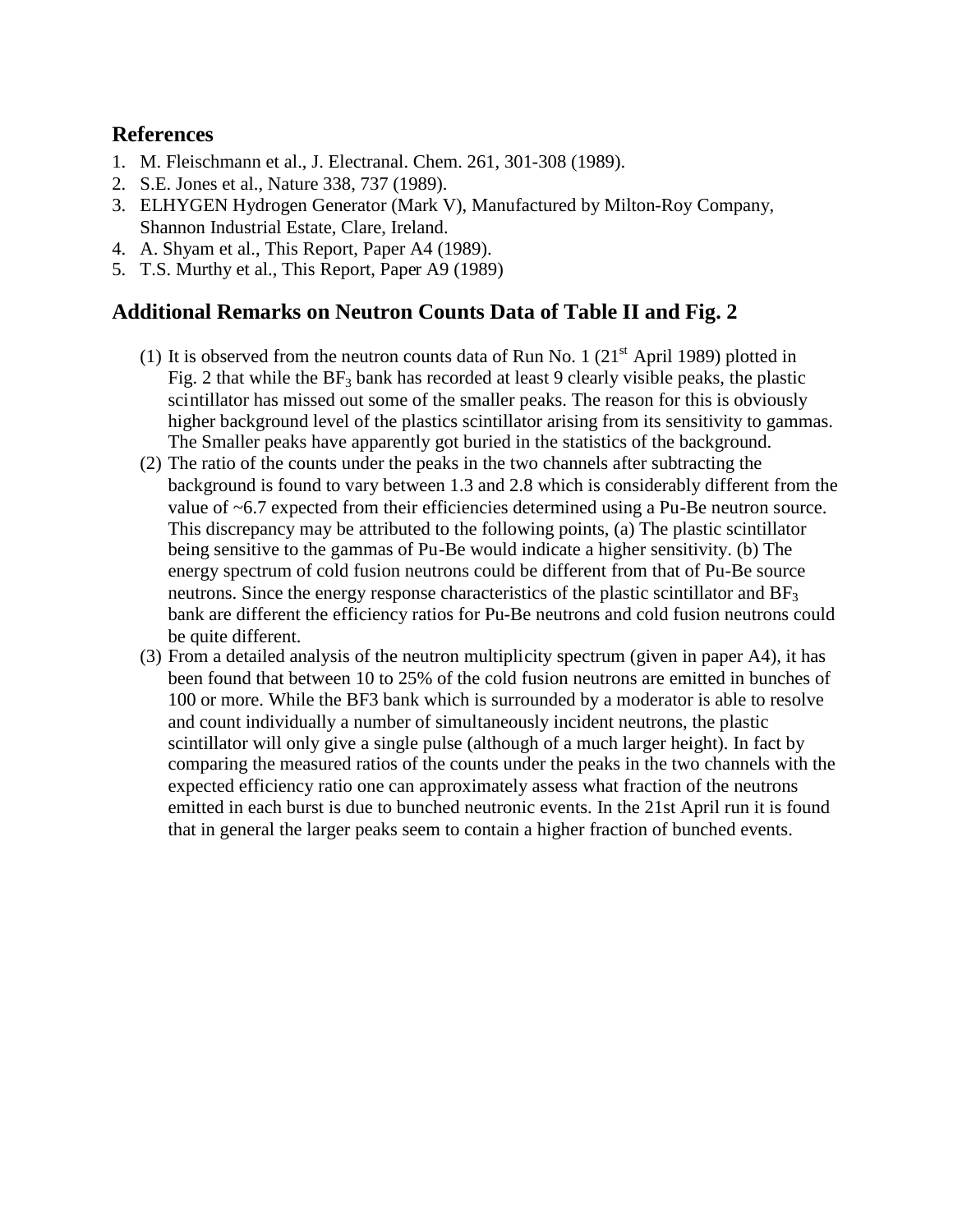## References

1. M. Fleischmann et al., J. Electranal. Chem. 261, 301-308 (1989).
2. S.E. Jones et al., Nature 338, 737 (1989).
3. ELHYGEN Hydrogen Generator (Mark V), Manufactured by Milton-Roy Company, Shannon Industrial Estate, Clare, Ireland.
4. A. Shyam et al., This Report, Paper A4 (1989).
5. T.S. Murthy et al., This Report, Paper A9 (1989)

## Additional Remarks on Neutron Counts Data of Table II and Fig. 2

(1) It is observed from the neutron counts data of Run No. 1 (21st April 1989) plotted in Fig. 2 that while the $BF_3$ bank has recorded at least 9 clearly visible peaks, the plastic scintillator has missed out some of the smaller peaks. The reason for this is obviously higher background level of the plastics scintillator arising from its sensitivity to gammas. The Smaller peaks have apparently got buried in the statistics of the background.

(2) The ratio of the counts under the peaks in the two channels after subtracting the background is found to vary between 1.3 and 2.8 which is considerably different from the value of ~6.7 expected from their efficiencies determined using a Pu-Be neutron source. This discrepancy may be attributed to the following points, (a) The plastic scintillator being sensitive to the gammas of Pu-Be would indicate a higher sensitivity. (b) The energy spectrum of cold fusion neutrons could be different from that of Pu-Be source neutrons. Since the energy response characteristics of the plastic scintillator and $BF_3$ bank are different the efficiency ratios for Pu-Be neutrons and cold fusion neutrons could be quite different.

(3) From a detailed analysis of the neutron multiplicity spectrum (given in paper A4), it has been found that between 10 to 25% of the cold fusion neutrons are emitted in bunches of 100 or more. While the BF3 bank which is surrounded by a moderator is able to resolve and count individually a number of simultaneously incident neutrons, the plastic scintillator will only give a single pulse (although of a much larger height). In fact by comparing the measured ratios of the counts under the peaks in the two channels with the expected efficiency ratio one can approximately assess what fraction of the neutrons emitted in each burst is due to bunched neutronic events. In the 21st April run it is found that in general the larger peaks seem to contain a higher fraction of bunched events.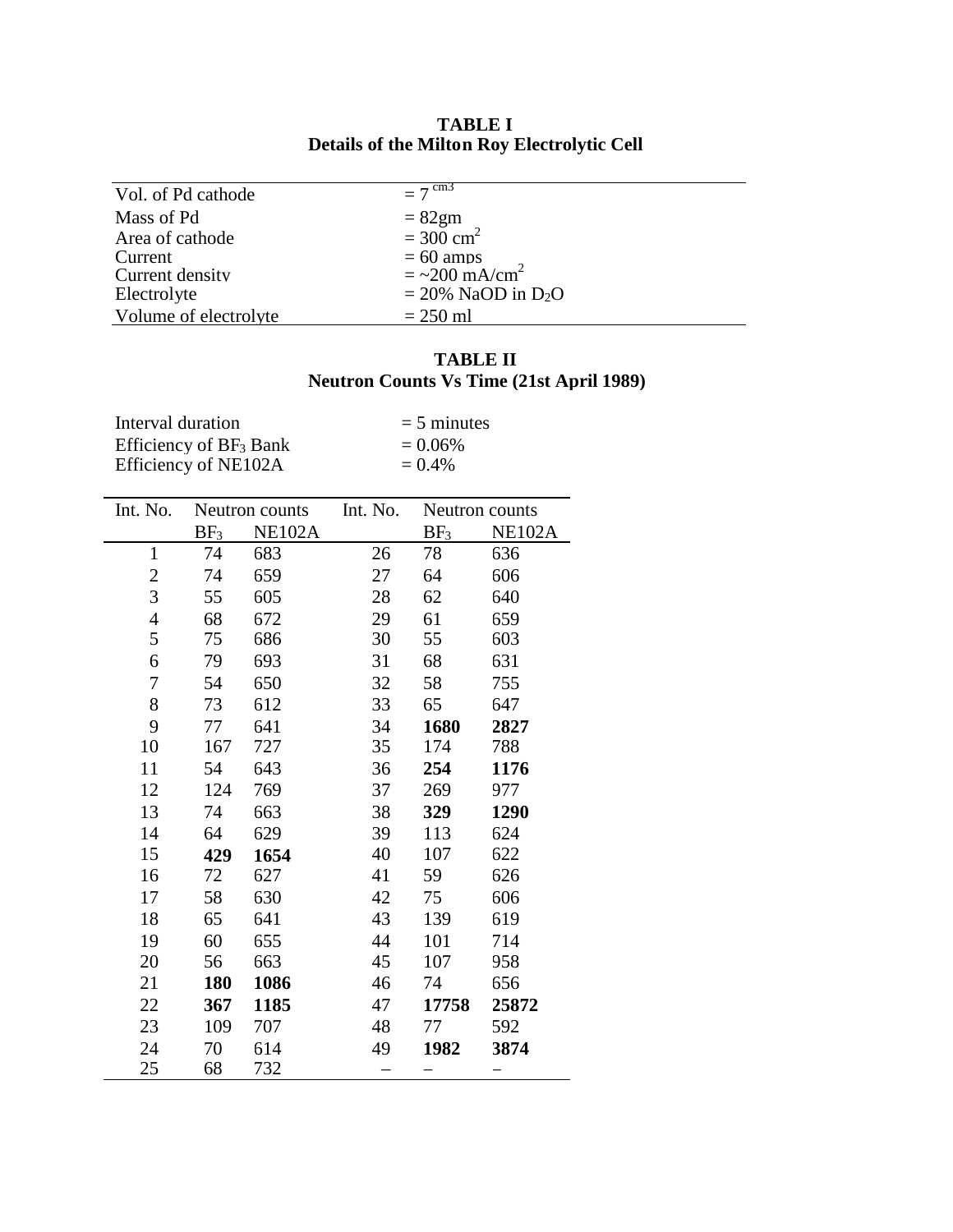**TABLE I**
**Details of the Milton Roy Electrolytic Cell**

| | |
|---|---|
| Vol. of Pd cathode | = 7 cm3 |
| Mass of Pd | = 82gm |
| Area of cathode | = 300 $cm^2$ |
| Current | = 60 amps |
| Current density | = ~200 $mA/cm^2$ |
| Electrolyte | = 20% NaOD in $D_2O$ |
| Volume of electrolyte | = 250 ml |

**TABLE II**
**Neutron Counts Vs Time (21st April 1989)**

Interval duration = 5 minutes
Efficiency of $BF_3$ Bank = 0.06%
Efficiency of NE102A = 0.4%

| Int. No. | Neutron counts | | Int. No. | Neutron counts | |
|---|---|---|---|---|---|
| | $BF_3$ | NE102A | | $BF_3$ | NE102A |
| 1 | 74 | 683 | 26 | 78 | 636 |
| 2 | 74 | 659 | 27 | 64 | 606 |
| 3 | 55 | 605 | 28 | 62 | 640 |
| 4 | 68 | 672 | 29 | 61 | 659 |
| 5 | 75 | 686 | 30 | 55 | 603 |
| 6 | 79 | 693 | 31 | 68 | 631 |
| 7 | 54 | 650 | 32 | 58 | 755 |
| 8 | 73 | 612 | 33 | 65 | 647 |
| 9 | 77 | 641 | 34 | **1680** | **2827** |
| 10 | 167 | 727 | 35 | 174 | 788 |
| 11 | 54 | 643 | 36 | **254** | **1176** |
| 12 | 124 | 769 | 37 | 269 | 977 |
| 13 | 74 | 663 | 38 | **329** | **1290** |
| 14 | 64 | 629 | 39 | 113 | 624 |
| 15 | **429** | **1654** | 40 | 107 | 622 |
| 16 | 72 | 627 | 41 | 59 | 626 |
| 17 | 58 | 630 | 42 | 75 | 606 |
| 18 | 65 | 641 | 43 | 139 | 619 |
| 19 | 60 | 655 | 44 | 101 | 714 |
| 20 | 56 | 663 | 45 | 107 | 958 |
| 21 | **180** | **1086** | 46 | 74 | 656 |
| 22 | **367** | **1185** | 47 | **17758** | **25872** |
| 23 | 109 | 707 | 48 | 77 | 592 |
| 24 | 70 | 614 | 49 | **1982** | **3874** |
| 25 | 68 | 732 | – | – | – |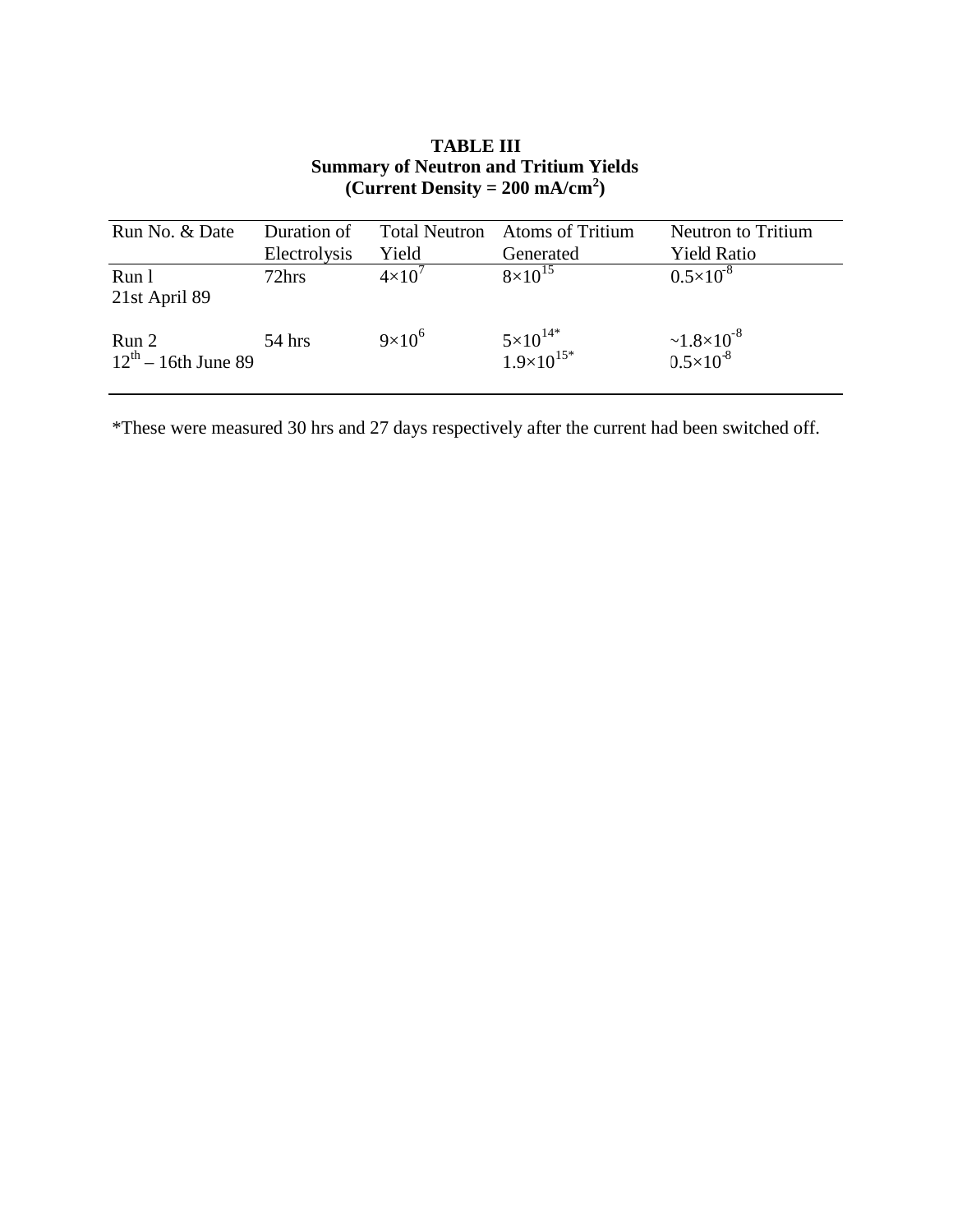**TABLE III**
**Summary of Neutron and Tritium Yields**
**(Current Density = 200 mA/cm$^2$)**

| Run No. & Date | Duration of Electrolysis | Total Neutron Yield | Atoms of Tritium Generated | Neutron to Tritium Yield Ratio |
|---|---|---|---|---|
| Run l<br>21st April 89 | 72hrs | $4\times10^{7}$ | $8\times10^{15}$ | $0.5\times10^{-8}$ |
| Run 2<br>$12^{th}$ – 16th June 89 | 54 hrs | $9\times10^{6}$ | $5\times10^{14*}$<br>$1.9\times10^{15*}$ | $\sim1.8\times10^{-8}$<br>$0.5\times10^{-8}$ |

*These were measured 30 hrs and 27 days respectively after the current had been switched off.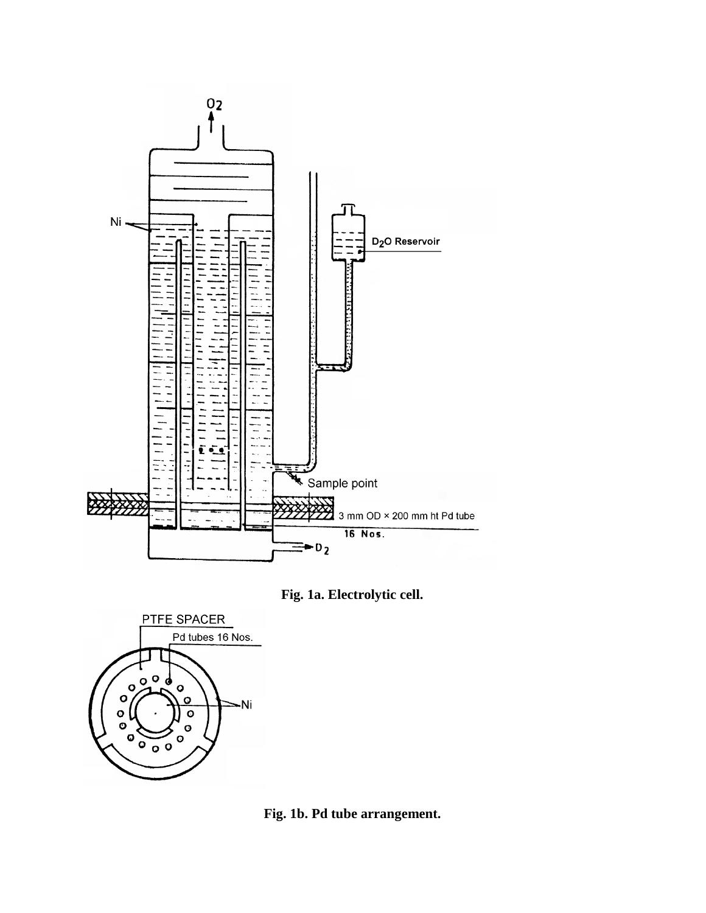$O_2$

Ni

$D_2O$ Reservoir

Sample point

3 mm OD × 200 mm ht Pd tube

16 Nos.

$D_2$

**Fig. 1a. Electrolytic cell.**

PTFE SPACER

Pd tubes 16 Nos.

Ni

**Fig. 1b. Pd tube arrangement.**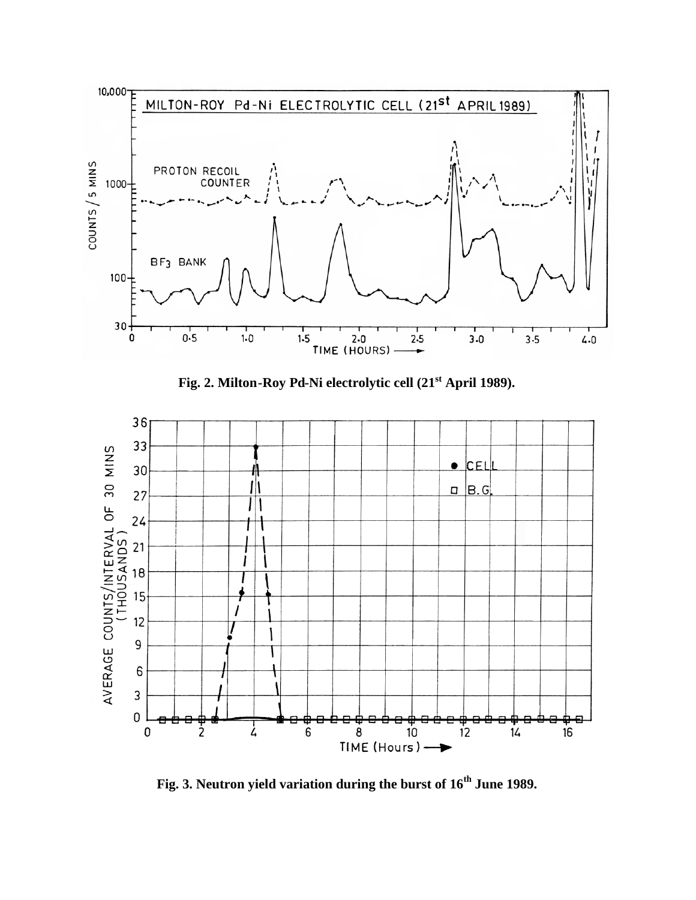MILTON-ROY Pd-Ni ELECTROLYTIC CELL (21st APRIL 1989)

10,000

1000

100

30

COUNTS / 5 MINS

PROTON RECOIL COUNTER

$BF_3$ BANK

0 0.5 1.0 1.5 2.0 2.5 3.0 3.5 4.0

TIME (HOURS) ⟶

**Fig. 2. Milton-Roy Pd-Ni electrolytic cell (21st April 1989).**

36 33 30 27 24 21 18 15 12 9 6 3 0

AVERAGE COUNTS/INTERVAL OF 30 MINS (THOUSANDS)

● CELL

□ B.G.

0 2 4 6 8 10 12 14 16

TIME (Hours) ⟶

**Fig. 3. Neutron yield variation during the burst of 16th June 1989.**